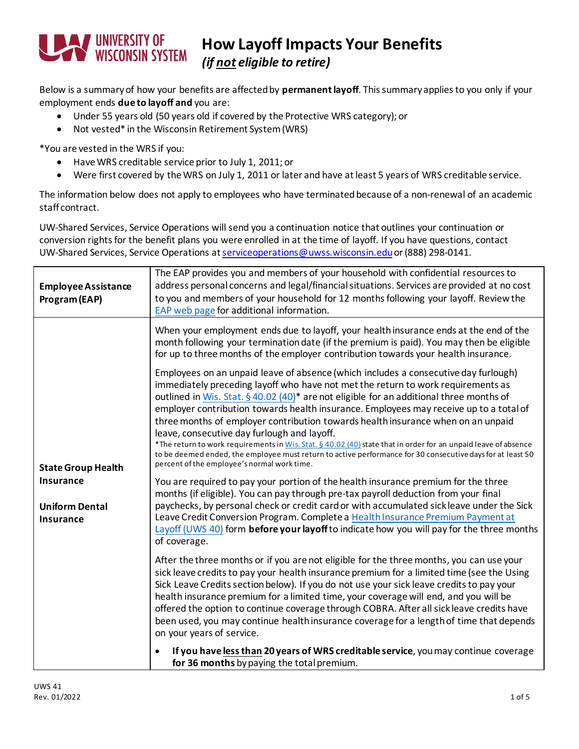# How Layoff Impacts Your Benefits

*(if not eligible to retire)*

Below is a summary of how your benefits are affected by **permanent layoff**. This summary applies to you only if your employment ends **due to layoff and** you are:

- Under 55 years old (50 years old if covered by the Protective WRS category); or
- Not vested* in the Wisconsin Retirement System (WRS)

*You are vested in the WRS if you:

- Have WRS creditable service prior to July 1, 2011; or
- Were first covered by the WRS on July 1, 2011 or later and have at least 5 years of WRS creditable service.

The information below does not apply to employees who have terminated because of a non-renewal of an academic staff contract.

UW-Shared Services, Service Operations will send you a continuation notice that outlines your continuation or conversion rights for the benefit plans you were enrolled in at the time of layoff. If you have questions, contact UW-Shared Services, Service Operations at serviceoperations@uwss.wisconsin.edu or (888) 298-0141.

| | |
|---|---|
| **Employee Assistance Program (EAP)** | The EAP provides you and members of your household with confidential resources to address personal concerns and legal/financial situations. Services are provided at no cost to you and members of your household for 12 months following your layoff. Review the EAP web page for additional information. |
| **State Group Health Insurance**<br><br>**Uniform Dental Insurance** | When your employment ends due to layoff, your health insurance ends at the end of the month following your termination date (if the premium is paid). You may then be eligible for up to three months of the employer contribution towards your health insurance.<br><br>Employees on an unpaid leave of absence (which includes a consecutive day furlough) immediately preceding layoff who have not met the return to work requirements as outlined in Wis. Stat. § 40.02 (40)* are not eligible for an additional three months of employer contribution towards health insurance. Employees may receive up to a total of three months of employer contribution towards health insurance when on an unpaid leave, consecutive day furlough and layoff.<br>*The return to work requirements in Wis. Stat. § 40.02 (40) state that in order for an unpaid leave of absence to be deemed ended, the employee must return to active performance for 30 consecutive days for at least 50 percent of the employee's normal work time.<br><br>You are required to pay your portion of the health insurance premium for the three months (if eligible). You can pay through pre-tax payroll deduction from your final paychecks, by personal check or credit card or with accumulated sick leave under the Sick Leave Credit Conversion Program. Complete a Health Insurance Premium Payment at Layoff (UWS 40) form **before your layoff** to indicate how you will pay for the three months of coverage.<br><br>After the three months or if you are not eligible for the three months, you can use your sick leave credits to pay your health insurance premium for a limited time (see the Using Sick Leave Credits section below). If you do not use your sick leave credits to pay your health insurance premium for a limited time, your coverage will end, and you will be offered the option to continue coverage through COBRA. After all sick leave credits have been used, you may continue health insurance coverage for a length of time that depends on your years of service.<br><br>• **If you have less than 20 years of WRS creditable service**, you may continue coverage **for 36 months** by paying the total premium. |

UWS 41
Rev. 01/2022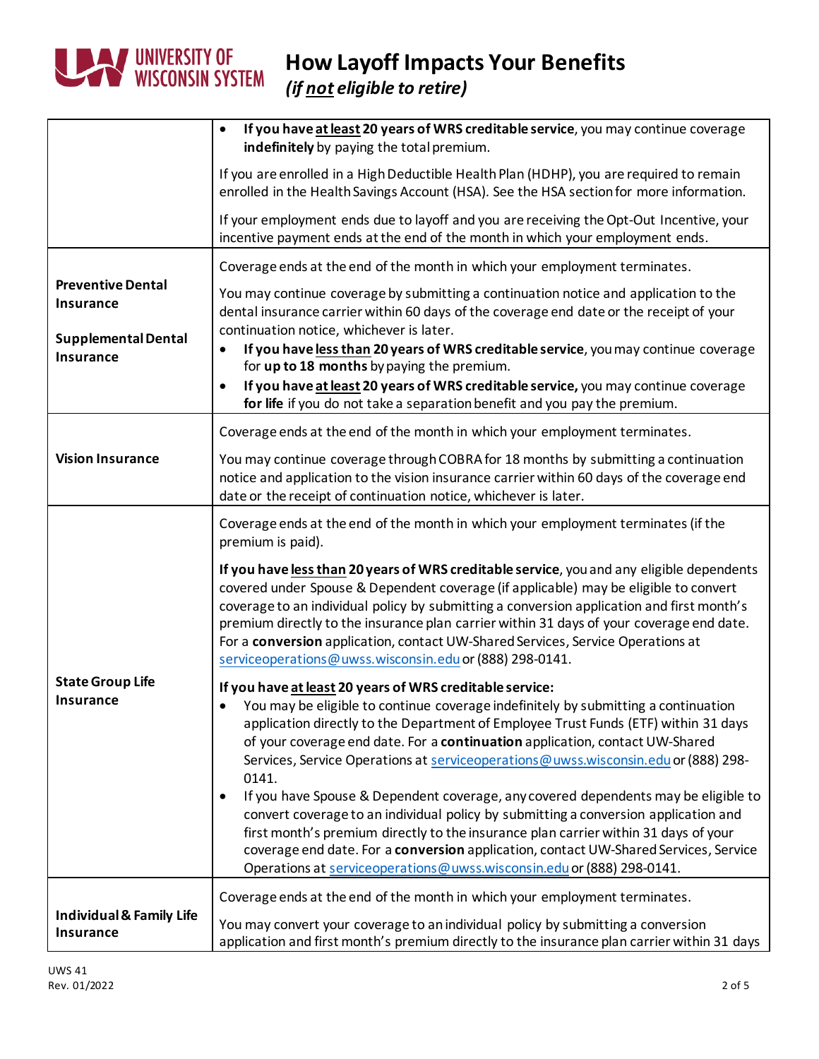# How Layoff Impacts Your Benefits

***(if not eligible to retire)***

| | |
|---|---|
| | • **If you have at least 20 years of WRS creditable service**, you may continue coverage **indefinitely** by paying the total premium.<br><br>If you are enrolled in a High Deductible Health Plan (HDHP), you are required to remain enrolled in the Health Savings Account (HSA). See the HSA section for more information.<br><br>If your employment ends due to layoff and you are receiving the Opt-Out Incentive, your incentive payment ends at the end of the month in which your employment ends. |
| **Preventive Dental Insurance**<br><br>**Supplemental Dental Insurance** | Coverage ends at the end of the month in which your employment terminates.<br><br>You may continue coverage by submitting a continuation notice and application to the dental insurance carrier within 60 days of the coverage end date or the receipt of your continuation notice, whichever is later.<br>• **If you have less than 20 years of WRS creditable service**, you may continue coverage for **up to 18 months** by paying the premium.<br>• **If you have at least 20 years of WRS creditable service,** you may continue coverage **for life** if you do not take a separation benefit and you pay the premium. |
| **Vision Insurance** | Coverage ends at the end of the month in which your employment terminates.<br><br>You may continue coverage through COBRA for 18 months by submitting a continuation notice and application to the vision insurance carrier within 60 days of the coverage end date or the receipt of continuation notice, whichever is later. |
| **State Group Life Insurance** | Coverage ends at the end of the month in which your employment terminates (if the premium is paid).<br><br>**If you have less than 20 years of WRS creditable service**, you and any eligible dependents covered under Spouse & Dependent coverage (if applicable) may be eligible to convert coverage to an individual policy by submitting a conversion application and first month's premium directly to the insurance plan carrier within 31 days of your coverage end date. For a **conversion** application, contact UW-Shared Services, Service Operations at serviceoperations@uwss.wisconsin.edu or (888) 298-0141.<br><br>**If you have at least 20 years of WRS creditable service:**<br>• You may be eligible to continue coverage indefinitely by submitting a continuation application directly to the Department of Employee Trust Funds (ETF) within 31 days of your coverage end date. For a **continuation** application, contact UW-Shared Services, Service Operations at serviceoperations@uwss.wisconsin.edu or (888) 298-0141.<br>• If you have Spouse & Dependent coverage, any covered dependents may be eligible to convert coverage to an individual policy by submitting a conversion application and first month's premium directly to the insurance plan carrier within 31 days of your coverage end date. For a **conversion** application, contact UW-Shared Services, Service Operations at serviceoperations@uwss.wisconsin.edu or (888) 298-0141. |
| **Individual & Family Life Insurance** | Coverage ends at the end of the month in which your employment terminates.<br><br>You may convert your coverage to an individual policy by submitting a conversion application and first month's premium directly to the insurance plan carrier within 31 days |

UWS 41
Rev. 01/2022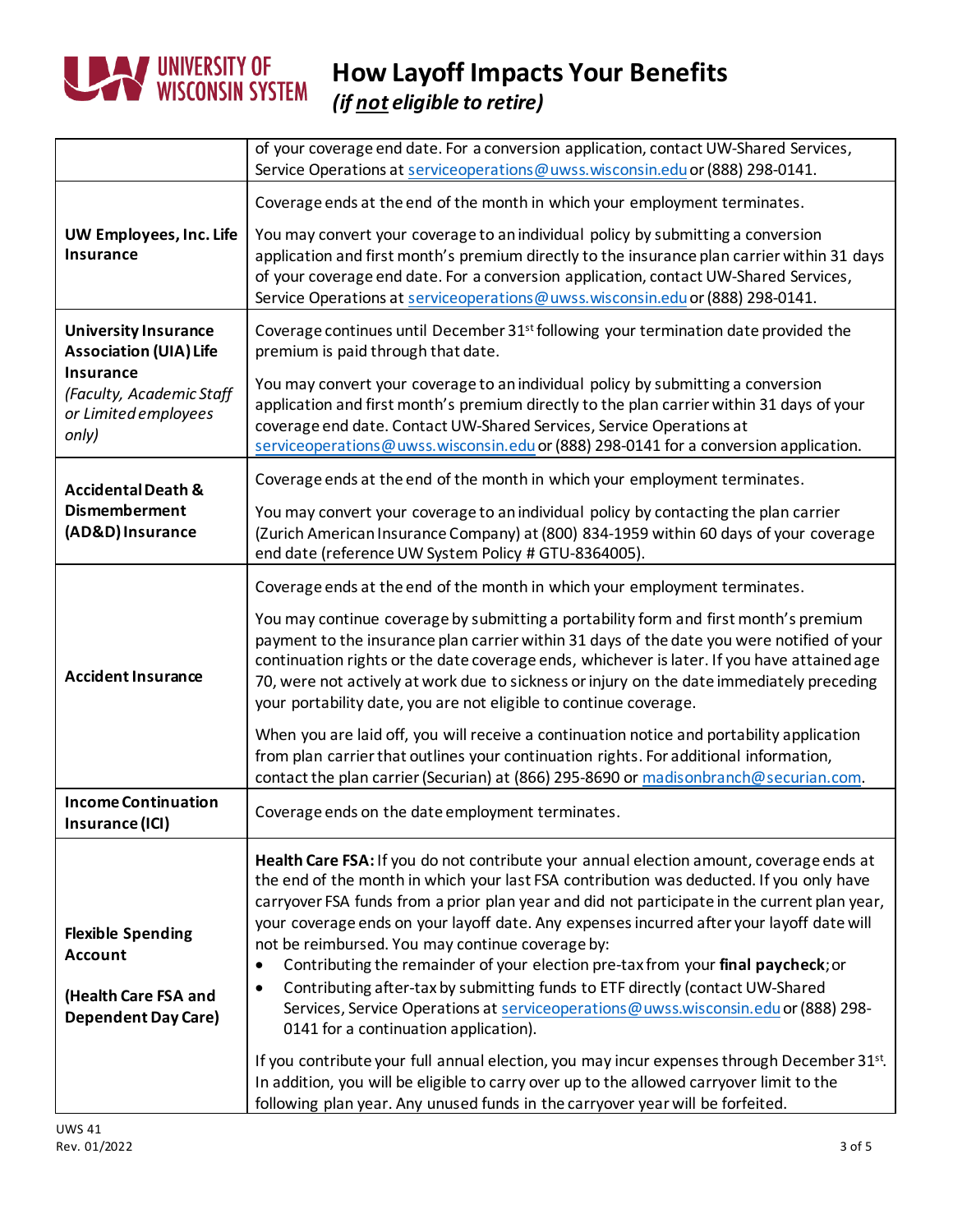| | |
|---|---|
| | of your coverage end date. For a conversion application, contact UW-Shared Services, Service Operations at serviceoperations@uwss.wisconsin.edu or (888) 298-0141. |
| **UW Employees, Inc. Life Insurance** | Coverage ends at the end of the month in which your employment terminates.<br><br>You may convert your coverage to an individual policy by submitting a conversion application and first month's premium directly to the insurance plan carrier within 31 days of your coverage end date. For a conversion application, contact UW-Shared Services, Service Operations at serviceoperations@uwss.wisconsin.edu or (888) 298-0141. |
| **University Insurance Association (UIA) Life Insurance**<br>*(Faculty, Academic Staff or Limited employees only)* | Coverage continues until December 31st following your termination date provided the premium is paid through that date.<br><br>You may convert your coverage to an individual policy by submitting a conversion application and first month's premium directly to the plan carrier within 31 days of your coverage end date. Contact UW-Shared Services, Service Operations at serviceoperations@uwss.wisconsin.edu or (888) 298-0141 for a conversion application. |
| **Accidental Death & Dismemberment (AD&D) Insurance** | Coverage ends at the end of the month in which your employment terminates.<br><br>You may convert your coverage to an individual policy by contacting the plan carrier (Zurich American Insurance Company) at (800) 834-1959 within 60 days of your coverage end date (reference UW System Policy # GTU-8364005). |
| **Accident Insurance** | Coverage ends at the end of the month in which your employment terminates.<br><br>You may continue coverage by submitting a portability form and first month's premium payment to the insurance plan carrier within 31 days of the date you were notified of your continuation rights or the date coverage ends, whichever is later. If you have attained age 70, were not actively at work due to sickness or injury on the date immediately preceding your portability date, you are not eligible to continue coverage.<br><br>When you are laid off, you will receive a continuation notice and portability application from plan carrier that outlines your continuation rights. For additional information, contact the plan carrier (Securian) at (866) 295-8690 or madisonbranch@securian.com. |
| **Income Continuation Insurance (ICI)** | Coverage ends on the date employment terminates. |
| **Flexible Spending Account**<br><br>**(Health Care FSA and Dependent Day Care)** | **Health Care FSA:** If you do not contribute your annual election amount, coverage ends at the end of the month in which your last FSA contribution was deducted. If you only have carryover FSA funds from a prior plan year and did not participate in the current plan year, your coverage ends on your layoff date. Any expenses incurred after your layoff date will not be reimbursed. You may continue coverage by:<br>• Contributing the remainder of your election pre-tax from your **final paycheck**; or<br>• Contributing after-tax by submitting funds to ETF directly (contact UW-Shared Services, Service Operations at serviceoperations@uwss.wisconsin.edu or (888) 298-0141 for a continuation application).<br><br>If you contribute your full annual election, you may incur expenses through December 31st. In addition, you will be eligible to carry over up to the allowed carryover limit to the following plan year. Any unused funds in the carryover year will be forfeited. |

UWS 41
Rev. 01/2022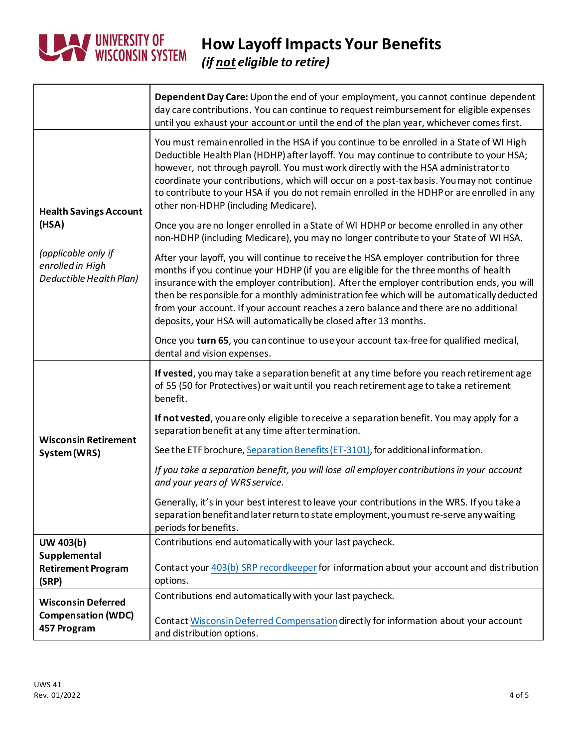# How Layoff Impacts Your Benefits

*(if not eligible to retire)*

| | |
|---|---|
| | **Dependent Day Care:** Upon the end of your employment, you cannot continue dependent day care contributions. You can continue to request reimbursement for eligible expenses until you exhaust your account or until the end of the plan year, whichever comes first. |
| **Health Savings Account (HSA)**<br><br>*(applicable only if enrolled in High Deductible Health Plan)* | You must remain enrolled in the HSA if you continue to be enrolled in a State of WI High Deductible Health Plan (HDHP) after layoff. You may continue to contribute to your HSA; however, not through payroll. You must work directly with the HSA administrator to coordinate your contributions, which will occur on a post-tax basis. You may not continue to contribute to your HSA if you do not remain enrolled in the HDHP or are enrolled in any other non-HDHP (including Medicare).<br><br>Once you are no longer enrolled in a State of WI HDHP or become enrolled in any other non-HDHP (including Medicare), you may no longer contribute to your State of WI HSA.<br><br>After your layoff, you will continue to receive the HSA employer contribution for three months if you continue your HDHP (if you are eligible for the three months of health insurance with the employer contribution). After the employer contribution ends, you will then be responsible for a monthly administration fee which will be automatically deducted from your account. If your account reaches a zero balance and there are no additional deposits, your HSA will automatically be closed after 13 months.<br><br>Once you **turn 65**, you can continue to use your account tax-free for qualified medical, dental and vision expenses. |
| **Wisconsin Retirement System (WRS)** | **If vested**, you may take a separation benefit at any time before you reach retirement age of 55 (50 for Protectives) or wait until you reach retirement age to take a retirement benefit.<br><br>**If not vested**, you are only eligible to receive a separation benefit. You may apply for a separation benefit at any time after termination.<br><br>See the ETF brochure, [Separation Benefits (ET-3101)], for additional information.<br><br>*If you take a separation benefit, you will lose all employer contributions in your account and your years of WRS service.*<br><br>Generally, it's in your best interest to leave your contributions in the WRS. If you take a separation benefit and later return to state employment, you must re-serve any waiting periods for benefits. |
| **UW 403(b) Supplemental Retirement Program (SRP)** | Contributions end automatically with your last paycheck.<br><br>Contact your [403(b) SRP recordkeeper] for information about your account and distribution options. |
| **Wisconsin Deferred Compensation (WDC) 457 Program** | Contributions end automatically with your last paycheck.<br><br>Contact [Wisconsin Deferred Compensation] directly for information about your account and distribution options. |

UWS 41
Rev. 01/2022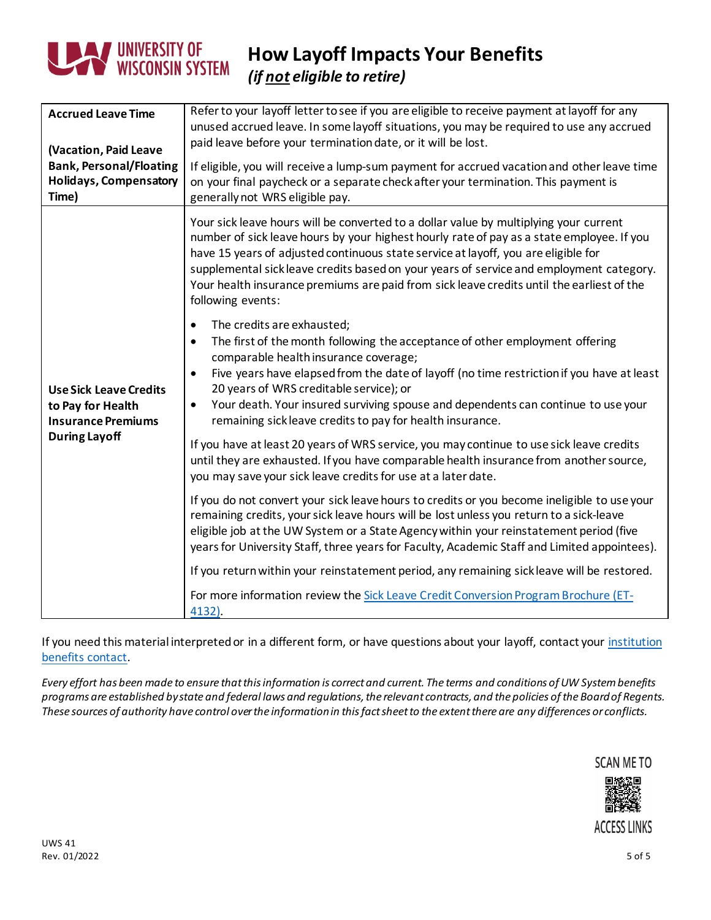# How Layoff Impacts Your Benefits
*(if not eligible to retire)*

| | |
|---|---|
| **Accrued Leave Time**<br><br>**(Vacation, Paid Leave Bank, Personal/Floating Holidays, Compensatory Time)** | Refer to your layoff letter to see if you are eligible to receive payment at layoff for any unused accrued leave. In some layoff situations, you may be required to use any accrued paid leave before your termination date, or it will be lost.<br><br>If eligible, you will receive a lump-sum payment for accrued vacation and other leave time on your final paycheck or a separate check after your termination. This payment is generally not WRS eligible pay. |
| **Use Sick Leave Credits to Pay for Health Insurance Premiums During Layoff** | Your sick leave hours will be converted to a dollar value by multiplying your current number of sick leave hours by your highest hourly rate of pay as a state employee. If you have 15 years of adjusted continuous state service at layoff, you are eligible for supplemental sick leave credits based on your years of service and employment category. Your health insurance premiums are paid from sick leave credits until the earliest of the following events:<br><br>• The credits are exhausted;<br>• The first of the month following the acceptance of other employment offering comparable health insurance coverage;<br>• Five years have elapsed from the date of layoff (no time restriction if you have at least 20 years of WRS creditable service); or<br>• Your death. Your insured surviving spouse and dependents can continue to use your remaining sick leave credits to pay for health insurance.<br><br>If you have at least 20 years of WRS service, you may continue to use sick leave credits until they are exhausted. If you have comparable health insurance from another source, you may save your sick leave credits for use at a later date.<br><br>If you do not convert your sick leave hours to credits or you become ineligible to use your remaining credits, your sick leave hours will be lost unless you return to a sick-leave eligible job at the UW System or a State Agency within your reinstatement period (five years for University Staff, three years for Faculty, Academic Staff and Limited appointees).<br><br>If you return within your reinstatement period, any remaining sick leave will be restored.<br><br>For more information review the [Sick Leave Credit Conversion Program Brochure (ET-4132)](). |

If you need this material interpreted or in a different form, or have questions about your layoff, contact your [institution benefits contact]().

*Every effort has been made to ensure that this information is correct and current. The terms and conditions of UW System benefits programs are established by state and federal laws and regulations, the relevant contracts, and the policies of the Board of Regents. These sources of authority have control over the information in this fact sheet to the extent there are any differences or conflicts.*

SCAN ME TO ACCESS LINKS

UWS 41
Rev. 01/2022